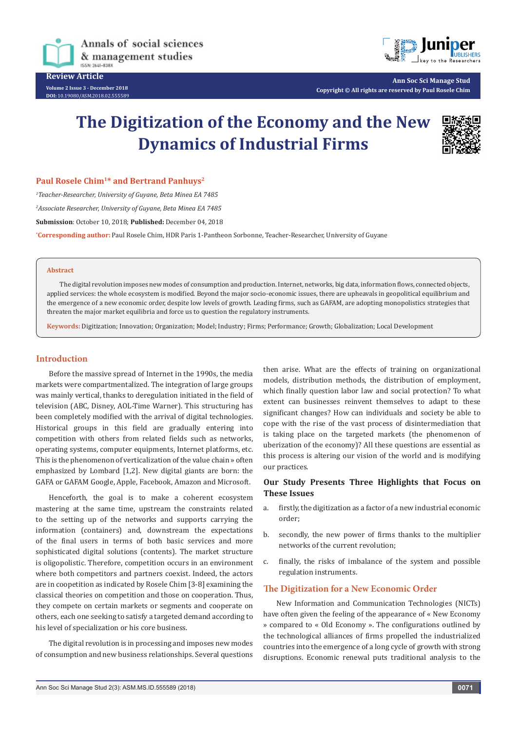Review Article

Volume 2 Issue 3 - December 2018
DOI: 10.19080/ASM.2018.02.555589

Ann Soc Sci Manage Stud
Copyright © All rights are reserved by Paul Rosele Chim

# The Digitization of the Economy and the New Dynamics of Industrial Firms

**Paul Rosele Chim[1]* and Bertrand Panhuys[2]**

[1]*Teacher-Researcher, University of Guyane, Beta Minea EA 7485*

[2]*Associate Researcher, University of Guyane, Beta Minea EA 7485*

**Submission**: October 10, 2018; **Published:** December 04, 2018

***Corresponding author:** Paul Rosele Chim, HDR Paris 1-Pantheon Sorbonne, Teacher-Researcher, University of Guyane

**Abstract**

The digital revolution imposes new modes of consumption and production. Internet, networks, big data, information flows, connected objects, applied services: the whole ecosystem is modified. Beyond the major socio-economic issues, there are upheavals in geopolitical equilibrium and the emergence of a new economic order, despite low levels of growth. Leading firms, such as GAFAM, are adopting monopolistics strategies that threaten the major market equilibria and force us to question the regulatory instruments.

**Keywords:** Digitization; Innovation; Organization; Model; Industry; Firms; Performance; Growth; Globalization; Local Development

## Introduction

Before the massive spread of Internet in the 1990s, the media markets were compartmentalized. The integration of large groups was mainly vertical, thanks to deregulation initiated in the field of television (ABC, Disney, AOL-Time Warner). This structuring has been completely modified with the arrival of digital technologies. Historical groups in this field are gradually entering into competition with others from related fields such as networks, operating systems, computer equipments, Internet platforms, etc. This is the phenomenon of verticalization of the value chain » often emphasized by Lombard [1,2]. New digital giants are born: the GAFA or GAFAM Google, Apple, Facebook, Amazon and Microsoft.

Henceforth, the goal is to make a coherent ecosystem mastering at the same time, upstream the constraints related to the setting up of the networks and supports carrying the information (containers) and, downstream the expectations of the final users in terms of both basic services and more sophisticated digital solutions (contents). The market structure is oligopolistic. Therefore, competition occurs in an environment where both competitors and partners coexist. Indeed, the actors are in coopetition as indicated by Rosele Chim [3-8] examining the classical theories on competition and those on cooperation. Thus, they compete on certain markets or segments and cooperate on others, each one seeking to satisfy a targeted demand according to his level of specialization or his core business.

The digital revolution is in processing and imposes new modes of consumption and new business relationships. Several questions then arise. What are the effects of training on organizational models, distribution methods, the distribution of employment, which finally question labor law and social protection? To what extent can businesses reinvent themselves to adapt to these significant changes? How can individuals and society be able to cope with the rise of the vast process of disintermediation that is taking place on the targeted markets (the phenomenon of uberization of the economy)? All these questions are essential as this process is altering our vision of the world and is modifying our practices.

## Our Study Presents Three Highlights that Focus on These Issues

a. firstly, the digitization as a factor of a new industrial economic order;

b. secondly, the new power of firms thanks to the multiplier networks of the current revolution;

c. finally, the risks of imbalance of the system and possible regulation instruments.

## The Digitization for a New Economic Order

New Information and Communication Technologies (NICTs) have often given the feeling of the appearance of « New Economy » compared to « Old Economy ». The configurations outlined by the technological alliances of firms propelled the industrialized countries into the emergence of a long cycle of growth with strong disruptions. Economic renewal puts traditional analysis to the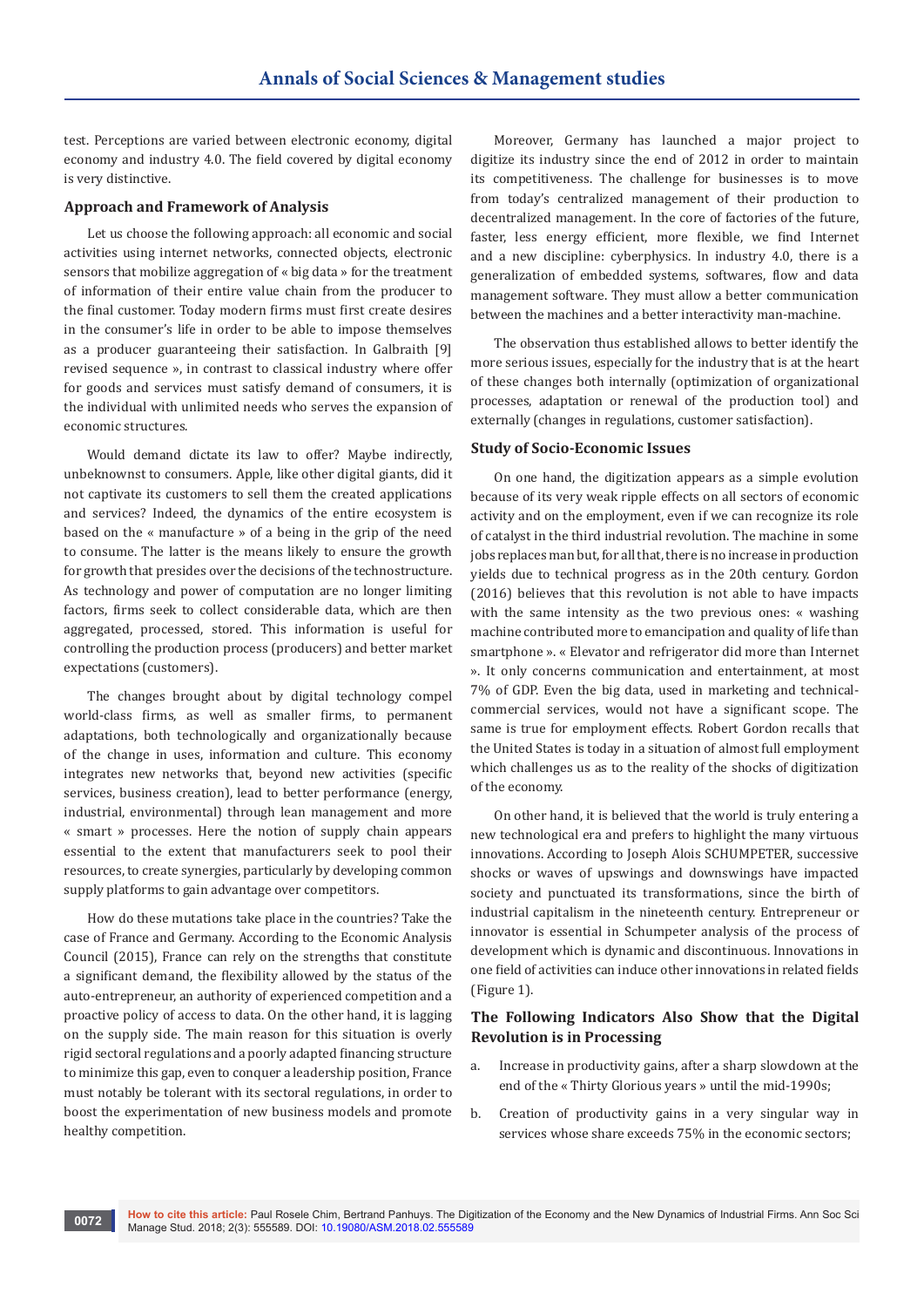test. Perceptions are varied between electronic economy, digital economy and industry 4.0. The field covered by digital economy is very distinctive.

## Approach and Framework of Analysis

Let us choose the following approach: all economic and social activities using internet networks, connected objects, electronic sensors that mobilize aggregation of « big data » for the treatment of information of their entire value chain from the producer to the final customer. Today modern firms must first create desires in the consumer's life in order to be able to impose themselves as a producer guaranteeing their satisfaction. In Galbraith [9] revised sequence », in contrast to classical industry where offer for goods and services must satisfy demand of consumers, it is the individual with unlimited needs who serves the expansion of economic structures.

Would demand dictate its law to offer? Maybe indirectly, unbeknownst to consumers. Apple, like other digital giants, did it not captivate its customers to sell them the created applications and services? Indeed, the dynamics of the entire ecosystem is based on the « manufacture » of a being in the grip of the need to consume. The latter is the means likely to ensure the growth for growth that presides over the decisions of the technostructure. As technology and power of computation are no longer limiting factors, firms seek to collect considerable data, which are then aggregated, processed, stored. This information is useful for controlling the production process (producers) and better market expectations (customers).

The changes brought about by digital technology compel world-class firms, as well as smaller firms, to permanent adaptations, both technologically and organizationally because of the change in uses, information and culture. This economy integrates new networks that, beyond new activities (specific services, business creation), lead to better performance (energy, industrial, environmental) through lean management and more « smart » processes. Here the notion of supply chain appears essential to the extent that manufacturers seek to pool their resources, to create synergies, particularly by developing common supply platforms to gain advantage over competitors.

How do these mutations take place in the countries? Take the case of France and Germany. According to the Economic Analysis Council (2015), France can rely on the strengths that constitute a significant demand, the flexibility allowed by the status of the auto-entrepreneur, an authority of experienced competition and a proactive policy of access to data. On the other hand, it is lagging on the supply side. The main reason for this situation is overly rigid sectoral regulations and a poorly adapted financing structure to minimize this gap, even to conquer a leadership position, France must notably be tolerant with its sectoral regulations, in order to boost the experimentation of new business models and promote healthy competition.

Moreover, Germany has launched a major project to digitize its industry since the end of 2012 in order to maintain its competitiveness. The challenge for businesses is to move from today's centralized management of their production to decentralized management. In the core of factories of the future, faster, less energy efficient, more flexible, we find Internet and a new discipline: cyberphysics. In industry 4.0, there is a generalization of embedded systems, softwares, flow and data management software. They must allow a better communication between the machines and a better interactivity man-machine.

The observation thus established allows to better identify the more serious issues, especially for the industry that is at the heart of these changes both internally (optimization of organizational processes, adaptation or renewal of the production tool) and externally (changes in regulations, customer satisfaction).

## Study of Socio-Economic Issues

On one hand, the digitization appears as a simple evolution because of its very weak ripple effects on all sectors of economic activity and on the employment, even if we can recognize its role of catalyst in the third industrial revolution. The machine in some jobs replaces man but, for all that, there is no increase in production yields due to technical progress as in the 20th century. Gordon (2016) believes that this revolution is not able to have impacts with the same intensity as the two previous ones: « washing machine contributed more to emancipation and quality of life than smartphone ». « Elevator and refrigerator did more than Internet ». It only concerns communication and entertainment, at most 7% of GDP. Even the big data, used in marketing and technical-commercial services, would not have a significant scope. The same is true for employment effects. Robert Gordon recalls that the United States is today in a situation of almost full employment which challenges us as to the reality of the shocks of digitization of the economy.

On other hand, it is believed that the world is truly entering a new technological era and prefers to highlight the many virtuous innovations. According to Joseph Alois SCHUMPETER, successive shocks or waves of upswings and downswings have impacted society and punctuated its transformations, since the birth of industrial capitalism in the nineteenth century. Entrepreneur or innovator is essential in Schumpeter analysis of the process of development which is dynamic and discontinuous. Innovations in one field of activities can induce other innovations in related fields (Figure 1).

## The Following Indicators Also Show that the Digital Revolution is in Processing

a. Increase in productivity gains, after a sharp slowdown at the end of the « Thirty Glorious years » until the mid-1990s;

b. Creation of productivity gains in a very singular way in services whose share exceeds 75% in the economic sectors;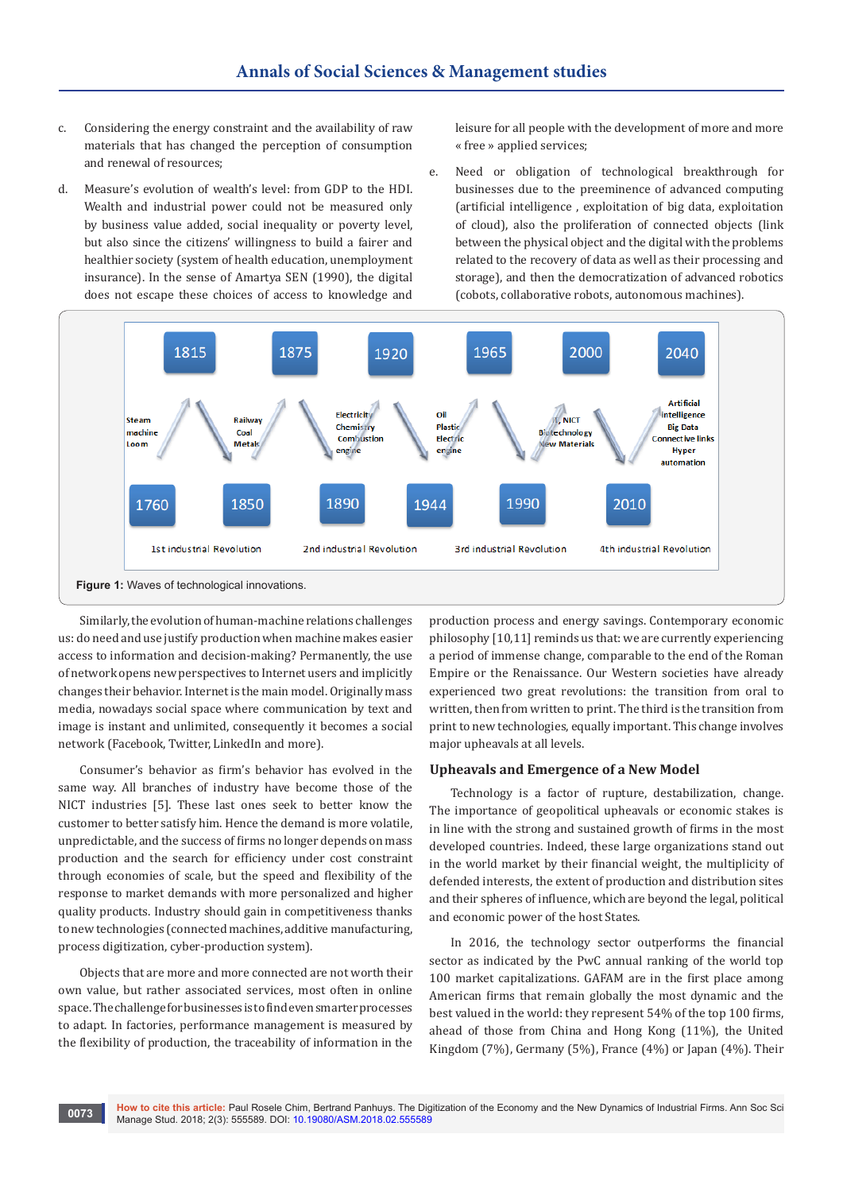c. Considering the energy constraint and the availability of raw materials that has changed the perception of consumption and renewal of resources;

d. Measure's evolution of wealth's level: from GDP to the HDI. Wealth and industrial power could not be measured only by business value added, social inequality or poverty level, but also since the citizens' willingness to build a fairer and healthier society (system of health education, unemployment insurance). In the sense of Amartya SEN (1990), the digital does not escape these choices of access to knowledge and leisure for all people with the development of more and more « free » applied services;

e. Need or obligation of technological breakthrough for businesses due to the preeminence of advanced computing (artificial intelligence , exploitation of big data, exploitation of cloud), also the proliferation of connected objects (link between the physical object and the digital with the problems related to the recovery of data as well as their processing and storage), and then the democratization of advanced robotics (cobots, collaborative robots, autonomous machines).

**Figure 1:** Waves of technological innovations.

Similarly, the evolution of human-machine relations challenges us: do need and use justify production when machine makes easier access to information and decision-making? Permanently, the use of network opens new perspectives to Internet users and implicitly changes their behavior. Internet is the main model. Originally mass media, nowadays social space where communication by text and image is instant and unlimited, consequently it becomes a social network (Facebook, Twitter, LinkedIn and more).

Consumer's behavior as firm's behavior has evolved in the same way. All branches of industry have become those of the NICT industries [5]. These last ones seek to better know the customer to better satisfy him. Hence the demand is more volatile, unpredictable, and the success of firms no longer depends on mass production and the search for efficiency under cost constraint through economies of scale, but the speed and flexibility of the response to market demands with more personalized and higher quality products. Industry should gain in competitiveness thanks to new technologies (connected machines, additive manufacturing, process digitization, cyber-production system).

Objects that are more and more connected are not worth their own value, but rather associated services, most often in online space. The challenge for businesses is to find even smarter processes to adapt. In factories, performance management is measured by the flexibility of production, the traceability of information in the production process and energy savings. Contemporary economic philosophy [10,11] reminds us that: we are currently experiencing a period of immense change, comparable to the end of the Roman Empire or the Renaissance. Our Western societies have already experienced two great revolutions: the transition from oral to written, then from written to print. The third is the transition from print to new technologies, equally important. This change involves major upheavals at all levels.

## Upheavals and Emergence of a New Model

Technology is a factor of rupture, destabilization, change. The importance of geopolitical upheavals or economic stakes is in line with the strong and sustained growth of firms in the most developed countries. Indeed, these large organizations stand out in the world market by their financial weight, the multiplicity of defended interests, the extent of production and distribution sites and their spheres of influence, which are beyond the legal, political and economic power of the host States.

In 2016, the technology sector outperforms the financial sector as indicated by the PwC annual ranking of the world top 100 market capitalizations. GAFAM are in the first place among American firms that remain globally the most dynamic and the best valued in the world: they represent 54% of the top 100 firms, ahead of those from China and Hong Kong (11%), the United Kingdom (7%), Germany (5%), France (4%) or Japan (4%). Their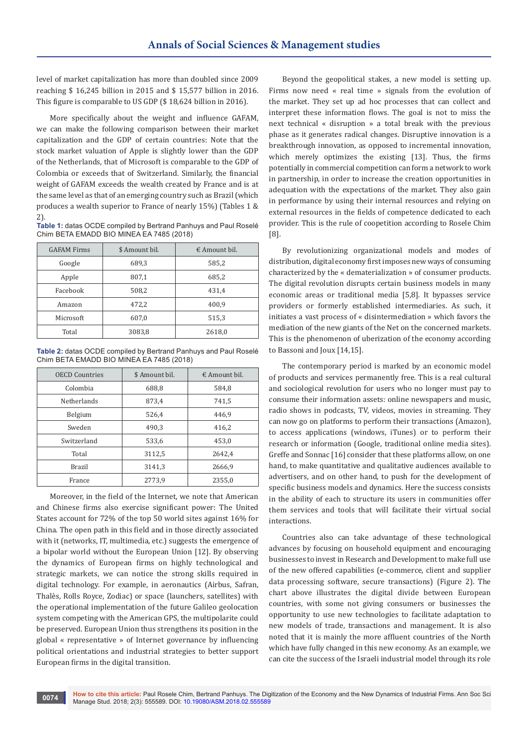level of market capitalization has more than doubled since 2009 reaching $ 16,245 billion in 2015 and $ 15,577 billion in 2016. This figure is comparable to US GDP ($ 18,624 billion in 2016).

More specifically about the weight and influence GAFAM, we can make the following comparison between their market capitalization and the GDP of certain countries: Note that the stock market valuation of Apple is slightly lower than the GDP of the Netherlands, that of Microsoft is comparable to the GDP of Colombia or exceeds that of Switzerland. Similarly, the financial weight of GAFAM exceeds the wealth created by France and is at the same level as that of an emerging country such as Brazil (which produces a wealth superior to France of nearly 15%) (Tables 1 & 2).

**Table 1:** datas OCDE compiled by Bertrand Panhuys and Paul Roselé Chim BETA EMADD BIO MINEA EA 7485 (2018)

| GAFAM Firms | $ Amount bil. | € Amount bil. |
|---|---|---|
| Google | 689,3 | 585,2 |
| Apple | 807,1 | 685,2 |
| Facebook | 508,2 | 431,4 |
| Amazon | 472,2 | 400,9 |
| Microsoft | 607,0 | 515,3 |
| Total | 3083,8 | 2618,0 |

**Table 2:** datas OCDE compiled by Bertrand Panhuys and Paul Roselé Chim BETA EMADD BIO MINEA EA 7485 (2018)

| OECD Countries | $ Amount bil. | € Amount bil. |
|---|---|---|
| Colombia | 688,8 | 584,8 |
| Netherlands | 873,4 | 741,5 |
| Belgium | 526,4 | 446,9 |
| Sweden | 490,3 | 416,2 |
| Switzerland | 533,6 | 453,0 |
| Total | 3112,5 | 2642,4 |
| Brazil | 3141,3 | 2666,9 |
| France | 2773,9 | 2355,0 |

Moreover, in the field of the Internet, we note that American and Chinese firms also exercise significant power: The United States account for 72% of the top 50 world sites against 16% for China. The open path in this field and in those directly associated with it (networks, IT, multimedia, etc.) suggests the emergence of a bipolar world without the European Union [12]. By observing the dynamics of European firms on highly technological and strategic markets, we can notice the strong skills required in digital technology. For example, in aeronautics (Airbus, Safran, Thalès, Rolls Royce, Zodiac) or space (launchers, satellites) with the operational implementation of the future Galileo geolocation system competing with the American GPS, the multipolarite could be preserved. European Union thus strengthens its position in the global « representative » of Internet governance by influencing political orientations and industrial strategies to better support European firms in the digital transition.

Beyond the geopolitical stakes, a new model is setting up. Firms now need « real time » signals from the evolution of the market. They set up ad hoc processes that can collect and interpret these information flows. The goal is not to miss the next technical « disruption » a total break with the previous phase as it generates radical changes. Disruptive innovation is a breakthrough innovation, as opposed to incremental innovation, which merely optimizes the existing [13]. Thus, the firms potentially in commercial competition can form a network to work in partnership, in order to increase the creation opportunities in adequation with the expectations of the market. They also gain in performance by using their internal resources and relying on external resources in the fields of competence dedicated to each provider. This is the rule of coopetition according to Rosele Chim [8].

By revolutionizing organizational models and modes of distribution, digital economy first imposes new ways of consuming characterized by the « dematerialization » of consumer products. The digital revolution disrupts certain business models in many economic areas or traditional media [5,8]. It bypasses service providers or formerly established intermediaries. As such, it initiates a vast process of « disintermediation » which favors the mediation of the new giants of the Net on the concerned markets. This is the phenomenon of uberization of the economy according to Bassoni and Joux [14,15].

The contemporary period is marked by an economic model of products and services permanently free. This is a real cultural and sociological revolution for users who no longer must pay to consume their information assets: online newspapers and music, radio shows in podcasts, TV, videos, movies in streaming. They can now go on platforms to perform their transactions (Amazon), to access applications (windows, iTunes) or to perform their research or information (Google, traditional online media sites). Greffe and Sonnac [16] consider that these platforms allow, on one hand, to make quantitative and qualitative audiences available to advertisers, and on other hand, to push for the development of specific business models and dynamics. Here the success consists in the ability of each to structure its users in communities offer them services and tools that will facilitate their virtual social interactions.

Countries also can take advantage of these technological advances by focusing on household equipment and encouraging businesses to invest in Research and Development to make full use of the new offered capabilities (e-commerce, client and supplier data processing software, secure transactions) (Figure 2). The chart above illustrates the digital divide between European countries, with some not giving consumers or businesses the opportunity to use new technologies to facilitate adaptation to new models of trade, transactions and management. It is also noted that it is mainly the more affluent countries of the North which have fully changed in this new economy. As an example, we can cite the success of the Israeli industrial model through its role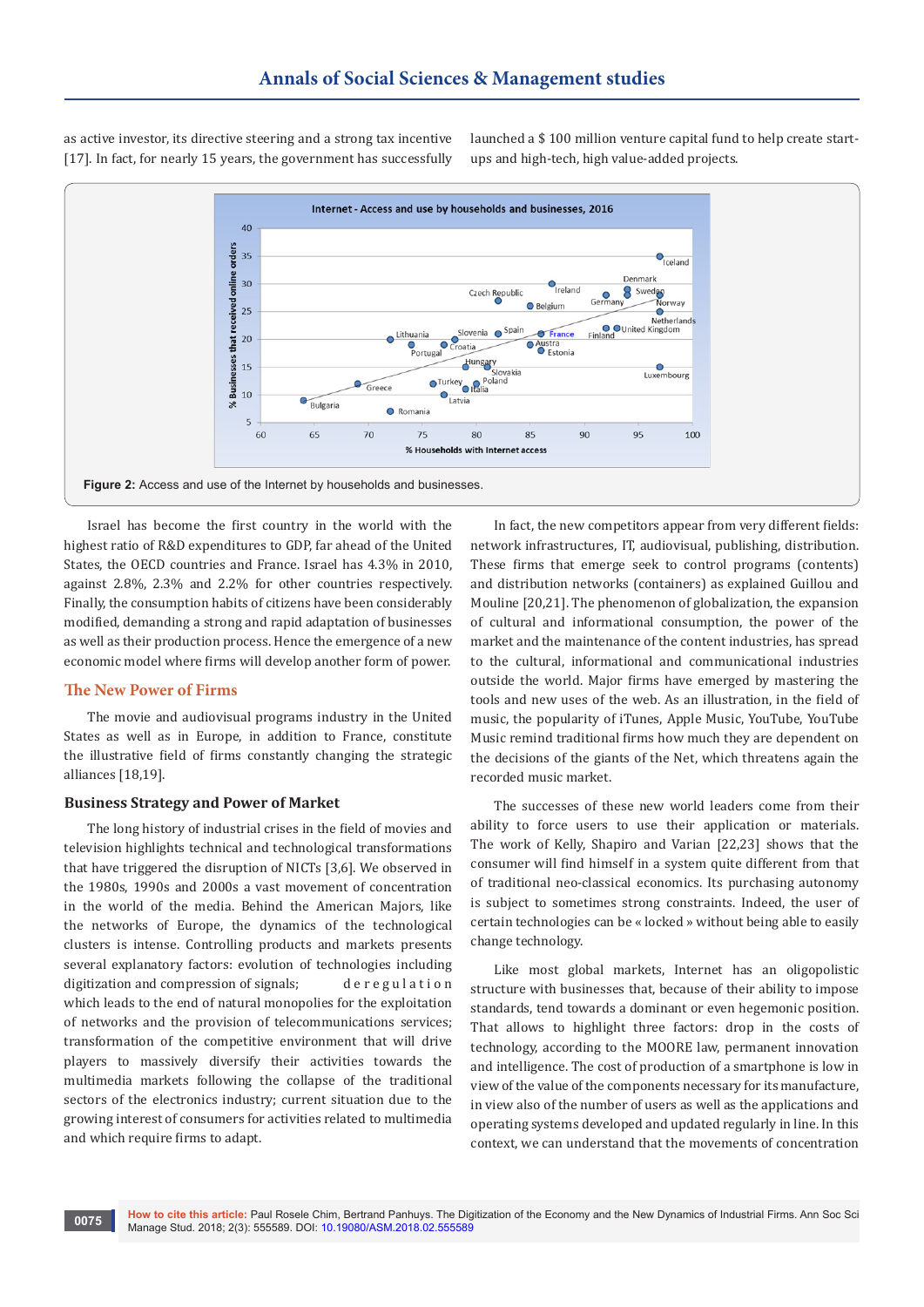as active investor, its directive steering and a strong tax incentive [17]. In fact, for nearly 15 years, the government has successfully launched a $ 100 million venture capital fund to help create start-ups and high-tech, high value-added projects.

**Figure 2:** Access and use of the Internet by households and businesses.

Israel has become the first country in the world with the highest ratio of R&D expenditures to GDP, far ahead of the United States, the OECD countries and France. Israel has 4.3% in 2010, against 2.8%, 2.3% and 2.2% for other countries respectively. Finally, the consumption habits of citizens have been considerably modified, demanding a strong and rapid adaptation of businesses as well as their production process. Hence the emergence of a new economic model where firms will develop another form of power.

## The New Power of Firms

The movie and audiovisual programs industry in the United States as well as in Europe, in addition to France, constitute the illustrative field of firms constantly changing the strategic alliances [18,19].

### Business Strategy and Power of Market

The long history of industrial crises in the field of movies and television highlights technical and technological transformations that have triggered the disruption of NICTs [3,6]. We observed in the 1980s, 1990s and 2000s a vast movement of concentration in the world of the media. Behind the American Majors, like the networks of Europe, the dynamics of the technological clusters is intense. Controlling products and markets presents several explanatory factors: evolution of technologies including digitization and compression of signals; deregulation which leads to the end of natural monopolies for the exploitation of networks and the provision of telecommunications services; transformation of the competitive environment that will drive players to massively diversify their activities towards the multimedia markets following the collapse of the traditional sectors of the electronics industry; current situation due to the growing interest of consumers for activities related to multimedia and which require firms to adapt.

In fact, the new competitors appear from very different fields: network infrastructures, IT, audiovisual, publishing, distribution. These firms that emerge seek to control programs (contents) and distribution networks (containers) as explained Guillou and Mouline [20,21]. The phenomenon of globalization, the expansion of cultural and informational consumption, the power of the market and the maintenance of the content industries, has spread to the cultural, informational and communicational industries outside the world. Major firms have emerged by mastering the tools and new uses of the web. As an illustration, in the field of music, the popularity of iTunes, Apple Music, YouTube, YouTube Music remind traditional firms how much they are dependent on the decisions of the giants of the Net, which threatens again the recorded music market.

The successes of these new world leaders come from their ability to force users to use their application or materials. The work of Kelly, Shapiro and Varian [22,23] shows that the consumer will find himself in a system quite different from that of traditional neo-classical economics. Its purchasing autonomy is subject to sometimes strong constraints. Indeed, the user of certain technologies can be « locked » without being able to easily change technology.

Like most global markets, Internet has an oligopolistic structure with businesses that, because of their ability to impose standards, tend towards a dominant or even hegemonic position. That allows to highlight three factors: drop in the costs of technology, according to the MOORE law, permanent innovation and intelligence. The cost of production of a smartphone is low in view of the value of the components necessary for its manufacture, in view of the number of users as well as the applications and operating systems developed and updated regularly in line. In this context, we can understand that the movements of concentration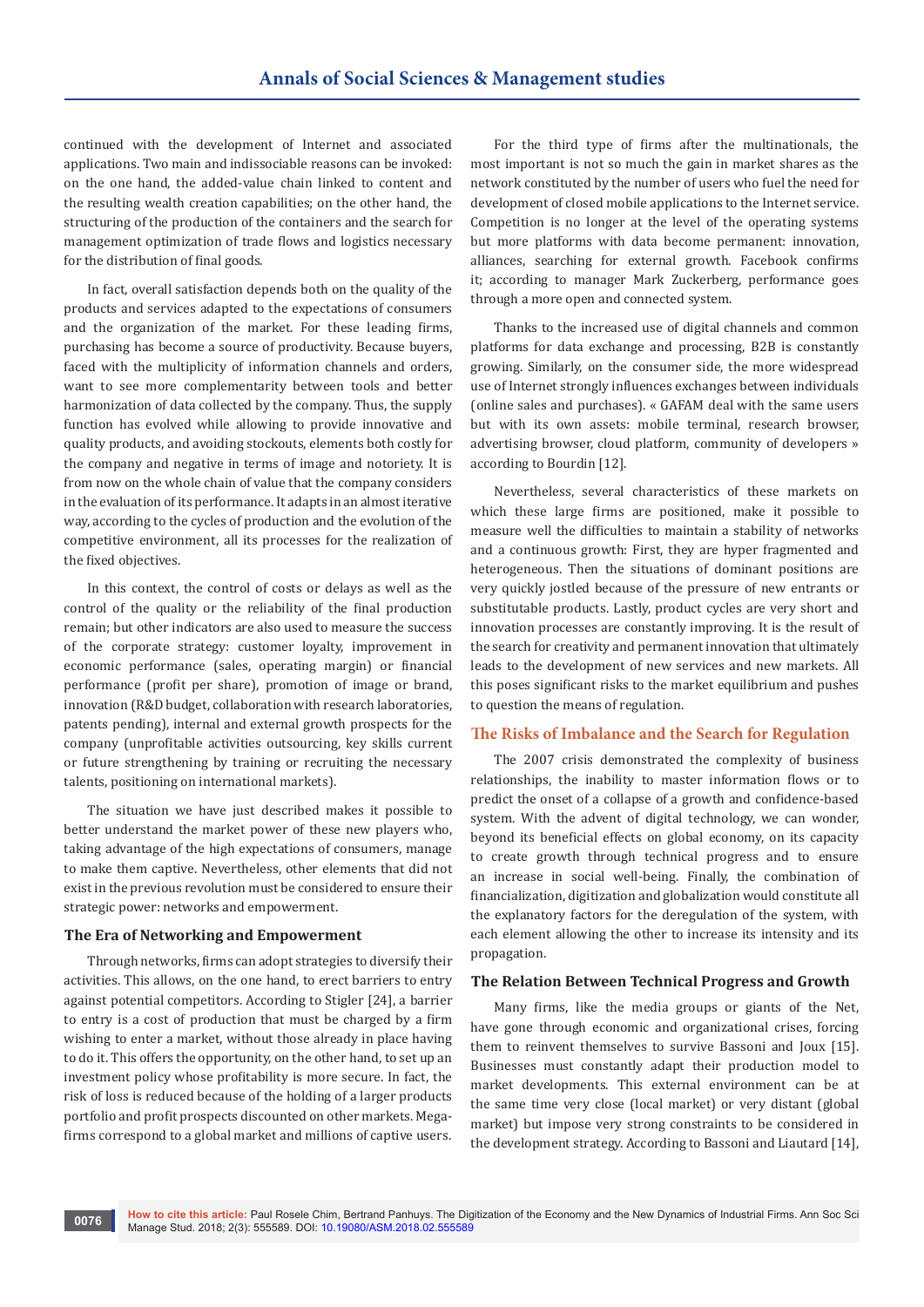continued with the development of Internet and associated applications. Two main and indissociable reasons can be invoked: on the one hand, the added-value chain linked to content and the resulting wealth creation capabilities; on the other hand, the structuring of the production of the containers and the search for management optimization of trade flows and logistics necessary for the distribution of final goods.

In fact, overall satisfaction depends both on the quality of the products and services adapted to the expectations of consumers and the organization of the market. For these leading firms, purchasing has become a source of productivity. Because buyers, faced with the multiplicity of information channels and orders, want to see more complementarity between tools and better harmonization of data collected by the company. Thus, the supply function has evolved while allowing to provide innovative and quality products, and avoiding stockouts, elements both costly for the company and negative in terms of image and notoriety. It is from now on the whole chain of value that the company considers in the evaluation of its performance. It adapts in an almost iterative way, according to the cycles of production and the evolution of the competitive environment, all its processes for the realization of the fixed objectives.

In this context, the control of costs or delays as well as the control of the quality or the reliability of the final production remain; but other indicators are also used to measure the success of the corporate strategy: customer loyalty, improvement in economic performance (sales, operating margin) or financial performance (profit per share), promotion of image or brand, innovation (R&D budget, collaboration with research laboratories, patents pending), internal and external growth prospects for the company (unprofitable activities outsourcing, key skills current or future strengthening by training or recruiting the necessary talents, positioning on international markets).

The situation we have just described makes it possible to better understand the market power of these new players who, taking advantage of the high expectations of consumers, manage to make them captive. Nevertheless, other elements that did not exist in the previous revolution must be considered to ensure their strategic power: networks and empowerment.

### The Era of Networking and Empowerment

Through networks, firms can adopt strategies to diversify their activities. This allows, on the one hand, to erect barriers to entry against potential competitors. According to Stigler [24], a barrier to entry is a cost of production that must be charged by a firm wishing to enter a market, without those already in place having to do it. This offers the opportunity, on the other hand, to set up an investment policy whose profitability is more secure. In fact, the risk of loss is reduced because of the holding of a larger products portfolio and profit prospects discounted on other markets. Mega-firms correspond to a global market and millions of captive users.

For the third type of firms after the multinationals, the most important is not so much the gain in market shares as the network constituted by the number of users who fuel the need for development of closed mobile applications to the Internet service. Competition is no longer at the level of the operating systems but more platforms with data become permanent: innovation, alliances, searching for external growth. Facebook confirms it; according to manager Mark Zuckerberg, performance goes through a more open and connected system.

Thanks to the increased use of digital channels and common platforms for data exchange and processing, B2B is constantly growing. Similarly, on the consumer side, the more widespread use of Internet strongly influences exchanges between individuals (online sales and purchases). « GAFAM deal with the same users but with its own assets: mobile terminal, research browser, advertising browser, cloud platform, community of developers » according to Bourdin [12].

Nevertheless, several characteristics of these markets on which these large firms are positioned, make it possible to measure well the difficulties to maintain a stability of networks and a continuous growth: First, they are hyper fragmented and heterogeneous. Then the situations of dominant positions are very quickly jostled because of the pressure of new entrants or substitutable products. Lastly, product cycles are very short and innovation processes are constantly improving. It is the result of the search for creativity and permanent innovation that ultimately leads to the development of new services and new markets. All this poses significant risks to the market equilibrium and pushes to question the means of regulation.

## The Risks of Imbalance and the Search for Regulation

The 2007 crisis demonstrated the complexity of business relationships, the inability to master information flows or to predict the onset of a collapse of a growth and confidence-based system. With the advent of digital technology, we can wonder, beyond its beneficial effects on global economy, on its capacity to create growth through technical progress and to ensure an increase in social well-being. Finally, the combination of financialization, digitization and globalization would constitute all the explanatory factors for the deregulation of the system, with each element allowing the other to increase its intensity and its propagation.

### The Relation Between Technical Progress and Growth

Many firms, like the media groups or giants of the Net, have gone through economic and organizational crises, forcing them to reinvent themselves to survive Bassoni and Joux [15]. Businesses must constantly adapt their production model to market developments. This external environment can be at the same time very close (local market) or very distant (global market) but impose very strong constraints to be considered in the development strategy. According to Bassoni and Liautard [14],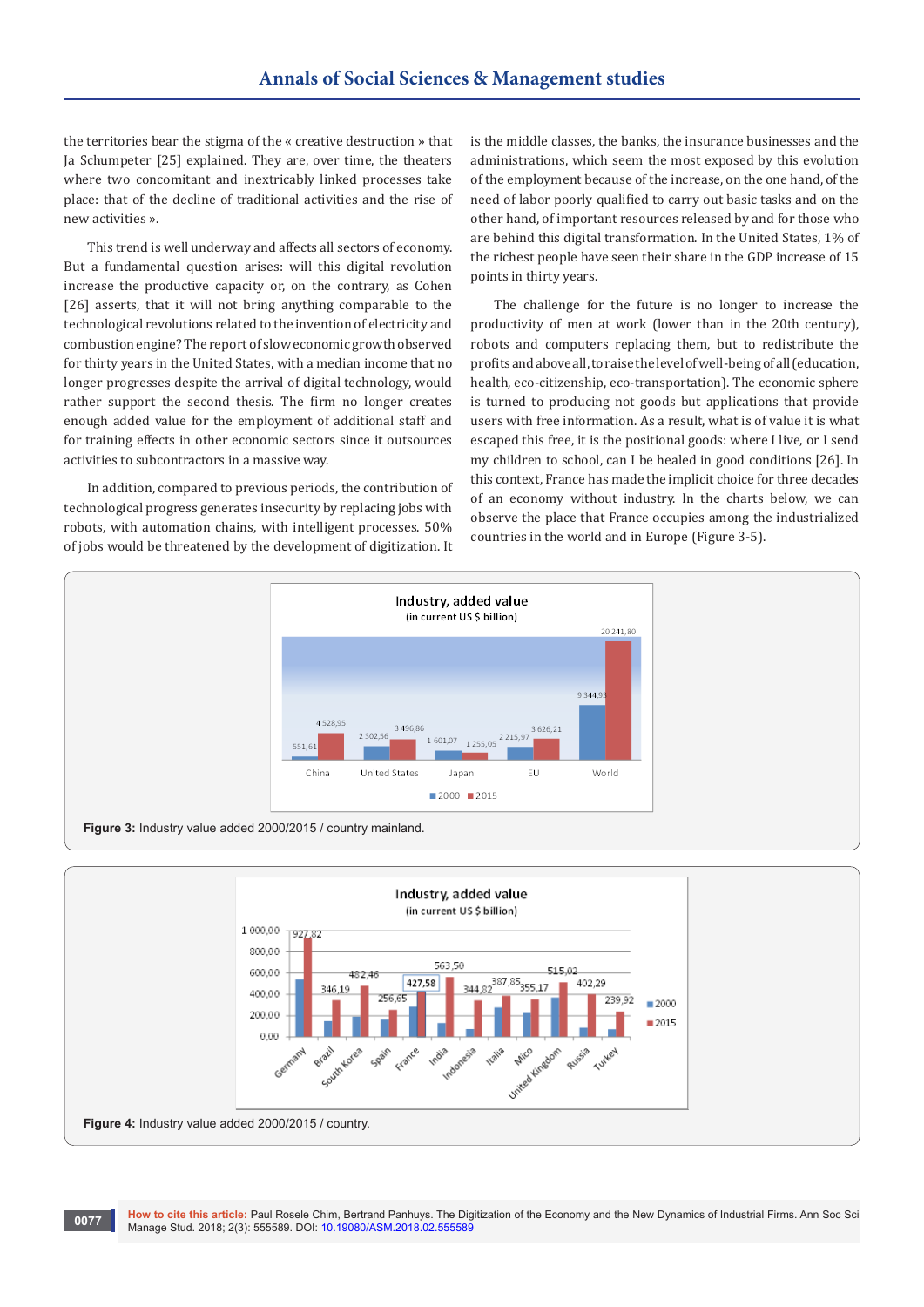the territories bear the stigma of the « creative destruction » that Ja Schumpeter [25] explained. They are, over time, the theaters where two concomitant and inextricably linked processes take place: that of the decline of traditional activities and the rise of new activities ».

This trend is well underway and affects all sectors of economy. But a fundamental question arises: will this digital revolution increase the productive capacity or, on the contrary, as Cohen [26] asserts, that it will not bring anything comparable to the technological revolutions related to the invention of electricity and combustion engine? The report of slow economic growth observed for thirty years in the United States, with a median income that no longer progresses despite the arrival of digital technology, would rather support the second thesis. The firm no longer creates enough added value for the employment of additional staff and for training effects in other economic sectors since it outsources activities to subcontractors in a massive way.

In addition, compared to previous periods, the contribution of technological progress generates insecurity by replacing jobs with robots, with automation chains, with intelligent processes. 50% of jobs would be threatened by the development of digitization. It is the middle classes, the banks, the insurance businesses and the administrations, which seem the most exposed by this evolution of the employment because of the increase, on the one hand, of the need of labor poorly qualified to carry out basic tasks and on the other hand, of important resources released by and for those who are behind this digital transformation. In the United States, 1% of the richest people have seen their share in the GDP increase of 15 points in thirty years.

The challenge for the future is no longer to increase the productivity of men at work (lower than in the 20th century), robots and computers replacing them, but to redistribute the profits and above all, to raise the level of well-being of all (education, health, eco-citizenship, eco-transportation). The economic sphere is turned to producing not goods but applications that provide users with free information. As a result, what is of value it is what escaped this free, it is the positional goods: where I live, or I send my children to school, can I be healed in good conditions [26]. In this context, France has made the implicit choice for three decades of an economy without industry. In the charts below, we can observe the place that France occupies among the industrialized countries in the world and in Europe (Figure 3-5).

Industry, added value (in current US $ billion)

| | 2000 | 2015 |
|---|---|---|
| China | 551,61 | 4 528,95 |
| United States | 2 302,56 | 3 496,86 |
| Japan | 1 601,07 | 1 255,05 |
| EU | 2 215,97 | 3 626,21 |
| World | 9 344,93 | 20 241,80 |

**Figure 3:** Industry value added 2000/2015 / country mainland.

Industry, added value (in current US $ billion)

| | 2015 |
|---|---|
| Germany | 927,82 |
| Brazil | 346,19 |
| South Korea | 482,46 |
| Spain | 256,65 |
| France | 427,58 |
| India | 563,50 |
| Indonesia | 344,82 |
| Italia | 387,85 |
| Mico | 355,17 |
| United Kingdom | 515,02 |
| Russia | 402,29 |
| Turkey | 239,92 |

**Figure 4:** Industry value added 2000/2015 / country.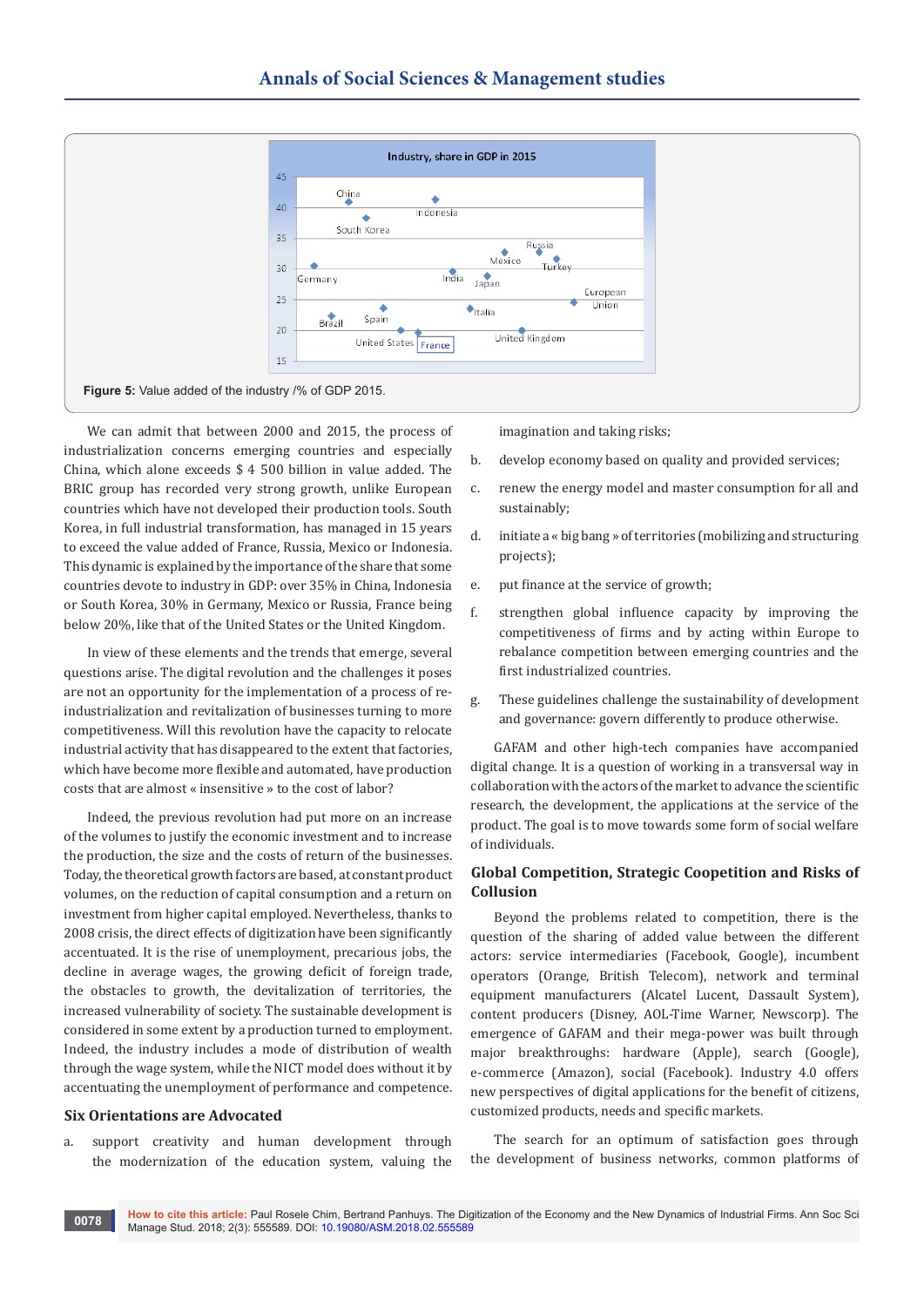Figure 5: Value added of the industry /% of GDP 2015.

We can admit that between 2000 and 2015, the process of industrialization concerns emerging countries and especially China, which alone exceeds $ 4 500 billion in value added. The BRIC group has recorded very strong growth, unlike European countries which have not developed their production tools. South Korea, in full industrial transformation, has managed in 15 years to exceed the value added of France, Russia, Mexico or Indonesia. This dynamic is explained by the importance of the share that some countries devote to industry in GDP: over 35% in China, Indonesia or South Korea, 30% in Germany, Mexico or Russia, France being below 20%, like that of the United States or the United Kingdom.

In view of these elements and the trends that emerge, several questions arise. The digital revolution and the challenges it poses are not an opportunity for the implementation of a process of re-industrialization and revitalization of businesses turning to more competitiveness. Will this revolution have the capacity to relocate industrial activity that has disappeared to the extent that factories, which have become more flexible and automated, have production costs that are almost « insensitive » to the cost of labor?

Indeed, the previous revolution had put more on an increase of the volumes to justify the economic investment and to increase the production, the size and the costs of return of the businesses. Today, the theoretical growth factors are based, at constant product volumes, on the reduction of capital consumption and a return on investment from higher capital employed. Nevertheless, thanks to 2008 crisis, the direct effects of digitization have been significantly accentuated. It is the rise of unemployment, precarious jobs, the decline in average wages, the growing deficit of foreign trade, the obstacles to growth, the devitalization of territories, the increased vulnerability of society. The sustainable development is considered in some extent by a production turned to employment. Indeed, the industry includes a mode of distribution of wealth through the wage system, while the NICT model does without it by accentuating the unemployment of performance and competence.

## Six Orientations are Advocated

a. support creativity and human development through the modernization of the education system, valuing the imagination and taking risks;

b. develop economy based on quality and provided services;

c. renew the energy model and master consumption for all and sustainably;

d. initiate a « big bang » of territories (mobilizing and structuring projects);

e. put finance at the service of growth;

f. strengthen global influence capacity by improving the competitiveness of firms and by acting within Europe to rebalance competition between emerging countries and the first industrialized countries.

g. These guidelines challenge the sustainability of development and governance: govern differently to produce otherwise.

GAFAM and other high-tech companies have accompanied digital change. It is a question of working in a transversal way in collaboration with the actors of the market to advance the scientific research, the development, the applications at the service of the product. The goal is to move towards some form of social welfare of individuals.

## Global Competition, Strategic Coopetition and Risks of Collusion

Beyond the problems related to competition, there is the question of the sharing of added value between the different actors: service intermediaries (Facebook, Google), incumbent operators (Orange, British Telecom), network and terminal equipment manufacturers (Alcatel Lucent, Dassault System), content producers (Disney, AOL-Time Warner, Newscorp). The emergence of GAFAM and their mega-power was built through major breakthroughs: hardware (Apple), search (Google), e-commerce (Amazon), social (Facebook). Industry 4.0 offers new perspectives of digital applications for the benefit of citizens, customized products, needs and specific markets.

The search for an optimum of satisfaction goes through the development of business networks, common platforms of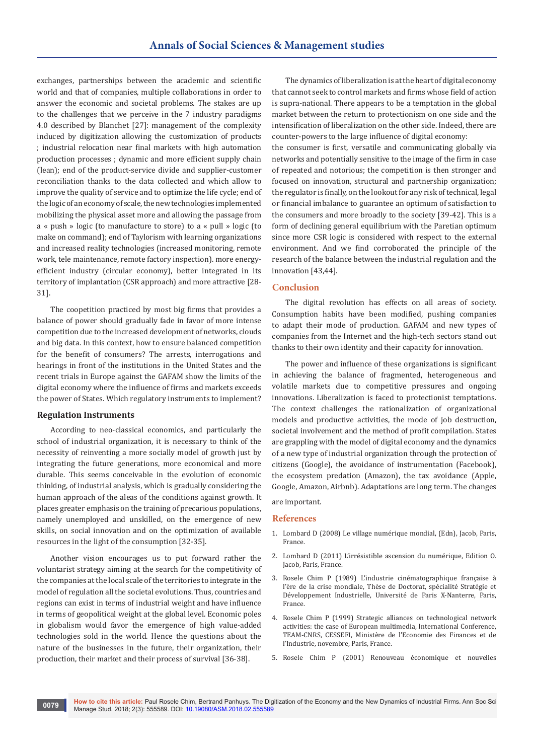exchanges, partnerships between the academic and scientific world and that of companies, multiple collaborations in order to answer the economic and societal problems. The stakes are up to the challenges that we perceive in the 7 industry paradigms 4.0 described by Blanchet [27]: management of the complexity induced by digitization allowing the customization of products ; industrial relocation near final markets with high automation production processes ; dynamic and more efficient supply chain (lean); end of the product-service divide and supplier-customer reconciliation thanks to the data collected and which allow to improve the quality of service and to optimize the life cycle; end of the logic of an economy of scale, the new technologies implemented mobilizing the physical asset more and allowing the passage from a « push » logic (to manufacture to store) to a « pull » logic (to make on command); end of Taylorism with learning organizations and increased reality technologies (increased monitoring, remote work, tele maintenance, remote factory inspection). more energy-efficient industry (circular economy), better integrated in its territory of implantation (CSR approach) and more attractive [28-31].

The coopetition practiced by most big firms that provides a balance of power should gradually fade in favor of more intense competition due to the increased development of networks, clouds and big data. In this context, how to ensure balanced competition for the benefit of consumers? The arrests, interrogations and hearings in front of the institutions in the United States and the recent trials in Europe against the GAFAM show the limits of the digital economy where the influence of firms and markets exceeds the power of States. Which regulatory instruments to implement?

### Regulation Instruments

According to neo-classical economics, and particularly the school of industrial organization, it is necessary to think of the necessity of reinventing a more socially model of growth just by integrating the future generations, more economical and more durable. This seems conceivable in the evolution of economic thinking, of industrial analysis, which is gradually considering the human approach of the aleas of the conditions against growth. It places greater emphasis on the training of precarious populations, namely unemployed and unskilled, on the emergence of new skills, on social innovation and on the optimization of available resources in the light of the consumption [32-35].

Another vision encourages us to put forward rather the voluntarist strategy aiming at the search for the competitivity of the companies at the local scale of the territories to integrate in the model of regulation all the societal evolutions. Thus, countries and regions can exist in terms of industrial weight and have influence in terms of geopolitical weight at the global level. Economic poles in globalism would favor the emergence of high value-added technologies sold in the world. Hence the questions about the nature of the businesses in the future, their organization, their production, their market and their process of survival [36-38].

The dynamics of liberalization is at the heart of digital economy that cannot seek to control markets and firms whose field of action is supra-national. There appears to be a temptation in the global market between the return to protectionism on one side and the intensification of liberalization on the other side. Indeed, there are counter-powers to the large influence of digital economy:

the consumer is first, versatile and communicating globally via networks and potentially sensitive to the image of the firm in case of repeated and notorious; the competition is then stronger and focused on innovation, structural and partnership organization; the regulator is finally, on the lookout for any risk of technical, legal or financial imbalance to guarantee an optimum of satisfaction to the consumers and more broadly to the society [39-42]. This is a form of declining general equilibrium with the Paretian optimum since more CSR logic is considered with respect to the external environment. And we find corroborated the principle of the research of the balance between the industrial regulation and the innovation [43,44].

## Conclusion

The digital revolution has effects on all areas of society. Consumption habits have been modified, pushing companies to adapt their mode of production. GAFAM and new types of companies from the Internet and the high-tech sectors stand out thanks to their own identity and their capacity for innovation.

The power and influence of these organizations is significant in achieving the balance of fragmented, heterogeneous and volatile markets due to competitive pressures and ongoing innovations. Liberalization is faced to protectionist temptations. The context challenges the rationalization of organizational models and productive activities, the mode of job destruction, societal involvement and the method of profit compilation. States are grappling with the model of digital economy and the dynamics of a new type of industrial organization through the protection of citizens (Google), the avoidance of instrumentation (Facebook), the ecosystem predation (Amazon), the tax avoidance (Apple, Google, Amazon, Airbnb). Adaptations are long term. The changes are important.

## References

1. Lombard D (2008) Le village numérique mondial, (Edn), Jacob, Paris, France.
2. Lombard D (2011) L'irrésistible ascension du numérique, Edition O. Jacob, Paris, France.
3. Rosele Chim P (1989) L'industrie cinématographique française à l'ère de la crise mondiale, Thèse de Doctorat, spécialité Stratégie et Développement Industrielle, Université de Paris X-Nanterre, Paris, France.
4. Rosele Chim P (1999) Strategic alliances on technological network activities: the case of European multimedia, International Conference, TEAM-CNRS, CESSEFI, Ministère de l'Economie des Finances et de l'Industrie, novembre, Paris, France.
5. Rosele Chim P (2001) Renouveau économique et nouvelles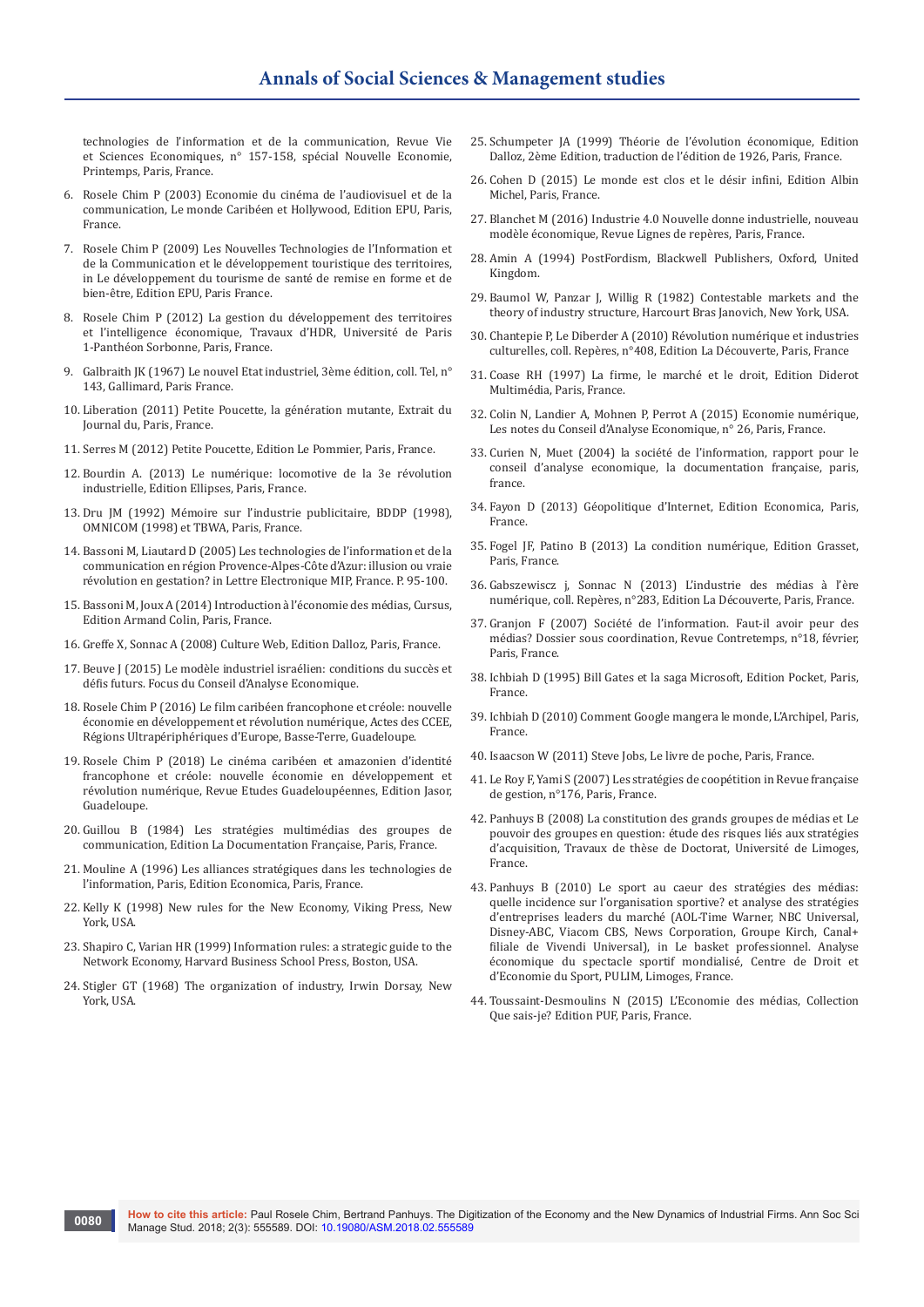technologies de l'information et de la communication, Revue Vie et Sciences Economiques, n° 157-158, spécial Nouvelle Economie, Printemps, Paris, France.

6. Rosele Chim P (2003) Economie du cinéma de l'audiovisuel et de la communication, Le monde Caribéen et Hollywood, Edition EPU, Paris, France.

7. Rosele Chim P (2009) Les Nouvelles Technologies de l'Information et de la Communication et le développement touristique des territoires, in Le développement du tourisme de santé de remise en forme et de bien-être, Edition EPU, Paris France.

8. Rosele Chim P (2012) La gestion du développement des territoires et l'intelligence économique, Travaux d'HDR, Université de Paris 1-Panthéon Sorbonne, Paris, France.

9. Galbraith JK (1967) Le nouvel Etat industriel, 3ème édition, coll. Tel, n° 143, Gallimard, Paris France.

10. Liberation (2011) Petite Poucette, la génération mutante, Extrait du Journal du, Paris, France.

11. Serres M (2012) Petite Poucette, Edition Le Pommier, Paris, France.

12. Bourdin A. (2013) Le numérique: locomotive de la 3e révolution industrielle, Edition Ellipses, Paris, France.

13. Dru JM (1992) Mémoire sur l'industrie publicitaire, BDDP (1998), OMNICOM (1998) et TBWA, Paris, France.

14. Bassoni M, Liautard D (2005) Les technologies de l'information et de la communication en région Provence-Alpes-Côte d'Azur: illusion ou vraie révolution en gestation? in Lettre Electronique MIP, France. P. 95-100.

15. Bassoni M, Joux A (2014) Introduction à l'économie des médias, Cursus, Edition Armand Colin, Paris, France.

16. Greffe X, Sonnac A (2008) Culture Web, Edition Dalloz, Paris, France.

17. Beuve J (2015) Le modèle industriel israélien: conditions du succès et défis futurs. Focus du Conseil d'Analyse Economique.

18. Rosele Chim P (2016) Le film caribéen francophone et créole: nouvelle économie en développement et révolution numérique, Actes des CCEE, Régions Ultrapériphériques d'Europe, Basse-Terre, Guadeloupe.

19. Rosele Chim P (2018) Le cinéma caribéen et amazonien d'identité francophone et créole: nouvelle économie en développement et révolution numérique, Revue Etudes Guadeloupéennes, Edition Jasor, Guadeloupe.

20. Guillou B (1984) Les stratégies multimédias des groupes de communication, Edition La Documentation Française, Paris, France.

21. Mouline A (1996) Les alliances stratégiques dans les technologies de l'information, Paris, Edition Economica, Paris, France.

22. Kelly K (1998) New rules for the New Economy, Viking Press, New York, USA.

23. Shapiro C, Varian HR (1999) Information rules: a strategic guide to the Network Economy, Harvard Business School Press, Boston, USA.

24. Stigler GT (1968) The organization of industry, Irwin Dorsay, New York, USA.

25. Schumpeter JA (1999) Théorie de l'évolution économique, Edition Dalloz, 2ème Edition, traduction de l'édition de 1926, Paris, France.

26. Cohen D (2015) Le monde est clos et le désir infini, Edition Albin Michel, Paris, France.

27. Blanchet M (2016) Industrie 4.0 Nouvelle donne industrielle, nouveau modèle économique, Revue Lignes de repères, Paris, France.

28. Amin A (1994) PostFordism, Blackwell Publishers, Oxford, United Kingdom.

29. Baumol W, Panzar J, Willig R (1982) Contestable markets and the theory of industry structure, Harcourt Bras Janovich, New York, USA.

30. Chantepie P, Le Diberder A (2010) Révolution numérique et industries culturelles, coll. Repères, n°408, Edition La Découverte, Paris, France

31. Coase RH (1997) La firme, le marché et le droit, Edition Diderot Multimédia, Paris, France.

32. Colin N, Landier A, Mohnen P, Perrot A (2015) Economie numérique, Les notes du Conseil d'Analyse Economique, n° 26, Paris, France.

33. Curien N, Muet (2004) la société de l'information, rapport pour le conseil d'analyse economique, la documentation française, paris, france.

34. Fayon D (2013) Géopolitique d'Internet, Edition Economica, Paris, France.

35. Fogel JF, Patino B (2013) La condition numérique, Edition Grasset, Paris, France.

36. Gabszewiscz j, Sonnac N (2013) L'industrie des médias à l'ère numérique, coll. Repères, n°283, Edition La Découverte, Paris, France.

37. Granjon F (2007) Société de l'information. Faut-il avoir peur des médias? Dossier sous coordination, Revue Contretemps, n°18, février, Paris, France.

38. Ichbiah D (1995) Bill Gates et la saga Microsoft, Edition Pocket, Paris, France.

39. Ichbiah D (2010) Comment Google mangera le monde, L'Archipel, Paris, France.

40. Isaacson W (2011) Steve Jobs, Le livre de poche, Paris, France.

41. Le Roy F, Yami S (2007) Les stratégies de coopétition in Revue française de gestion, n°176, Paris, France.

42. Panhuys B (2008) La constitution des grands groupes de médias et Le pouvoir des groupes en question: étude des risques liés aux stratégies d'acquisition, Travaux de thèse de Doctorat, Université de Limoges, France.

43. Panhuys B (2010) Le sport au caeur des stratégies des médias: quelle incidence sur l'organisation sportive? et analyse des stratégies d'entreprises leaders du marché (AOL-Time Warner, NBC Universal, Disney-ABC, Viacom CBS, News Corporation, Groupe Kirch, Canal+ filiale de Vivendi Universal), in Le basket professionnel. Analyse économique du spectacle sportif mondialisé, Centre de Droit et d'Economie du Sport, PULIM, Limoges, France.

44. Toussaint-Desmoulins N (2015) L'Economie des médias, Collection Que sais-je? Edition PUF, Paris, France.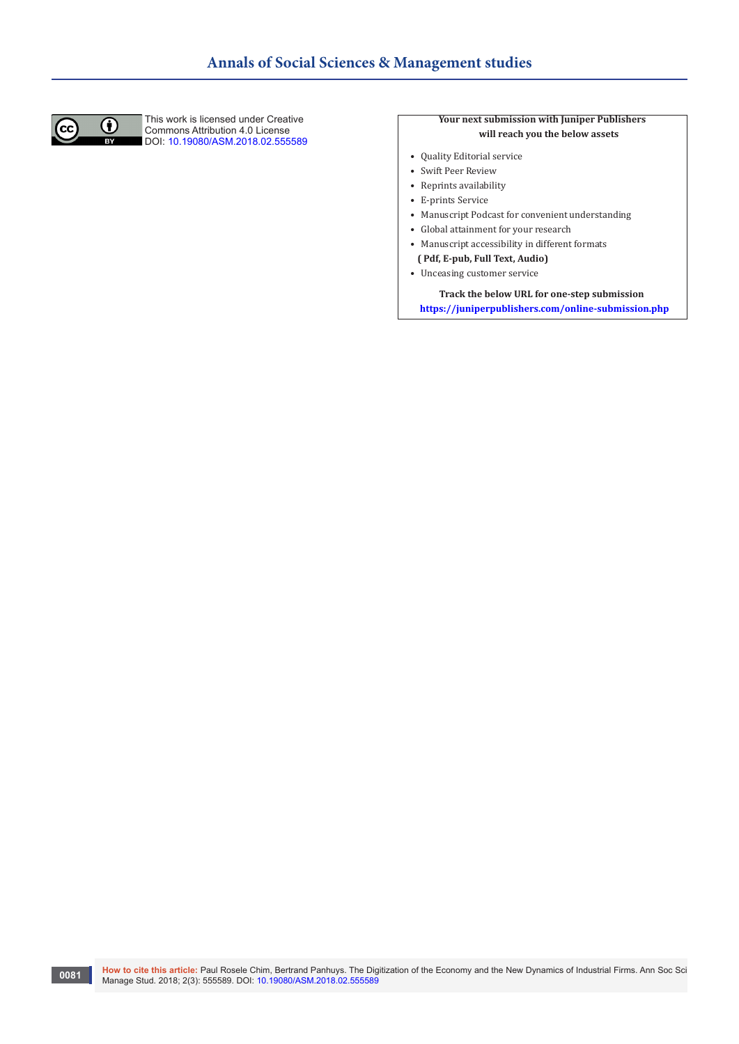This work is licensed under Creative Commons Attribution 4.0 License
DOI: 10.19080/ASM.2018.02.555589

**Your next submission with Juniper Publishers will reach you the below assets**

- Quality Editorial service
- Swift Peer Review
- Reprints availability
- E-prints Service
- Manuscript Podcast for convenient understanding
- Global attainment for your research
- Manuscript accessibility in different formats

**( Pdf, E-pub, Full Text, Audio)**

- Unceasing customer service

**Track the below URL for one-step submission**
**https://juniperpublishers.com/online-submission.php**